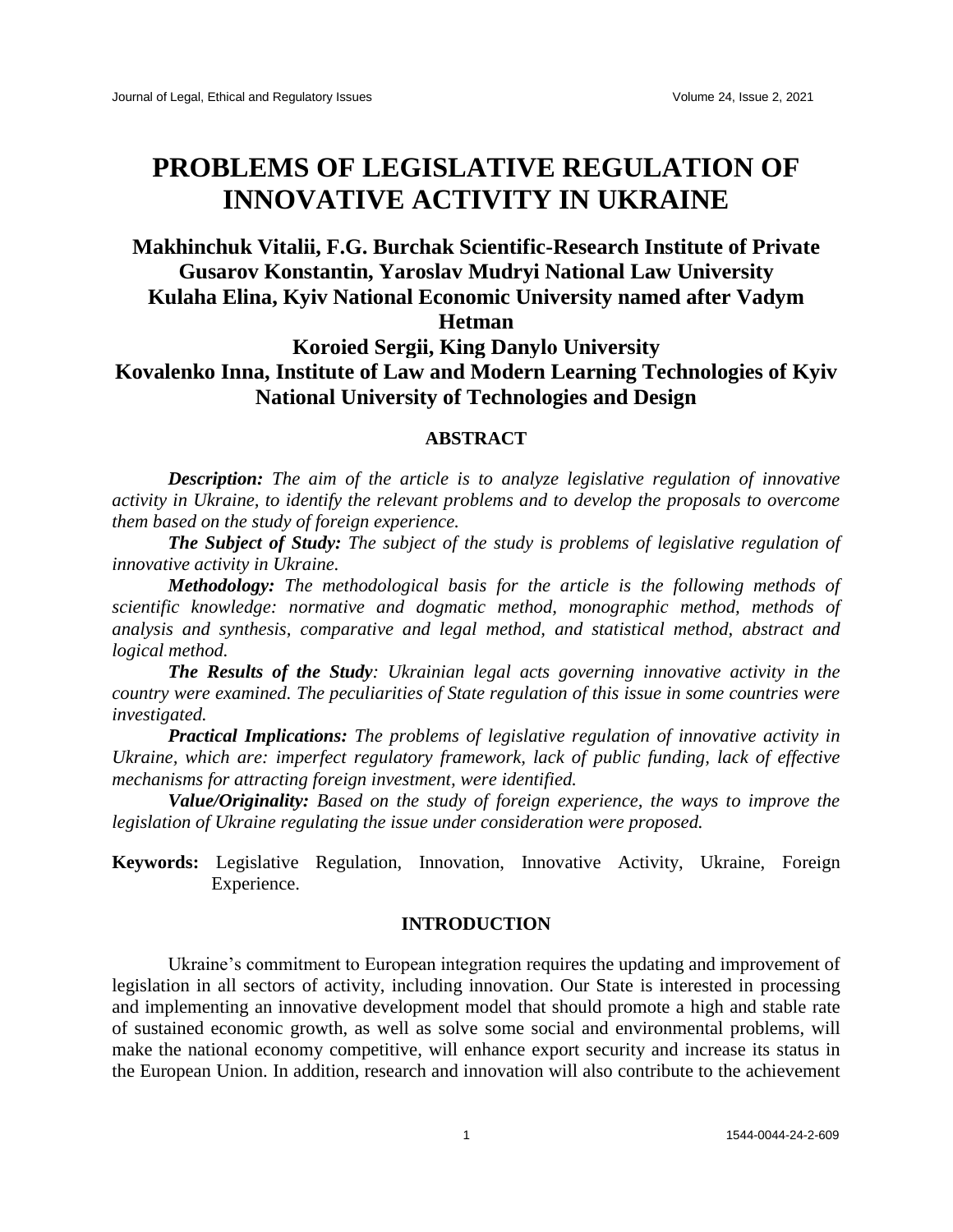# PROBLEMS OF LEGISLATIVE REGULATION OF INNOVATIVE ACTIVITY IN UKRAINE

**Makhinchuk Vitalii, F.G. Burchak Scientific-Research Institute of Private**
**Gusarov Konstantin, Yaroslav Mudryi National Law University**
**Kulaha Elina, Kyiv National Economic University named after Vadym Hetman**
**Koroied Sergii, King Danylo University**
**Kovalenko Inna, Institute of Law and Modern Learning Technologies of Kyiv National University of Technologies and Design**

## ABSTRACT

***Description:*** *The aim of the article is to analyze legislative regulation of innovative activity in Ukraine, to identify the relevant problems and to develop the proposals to overcome them based on the study of foreign experience.*

***The Subject of Study:*** *The subject of the study is problems of legislative regulation of innovative activity in Ukraine.*

***Methodology:*** *The methodological basis for the article is the following methods of scientific knowledge: normative and dogmatic method, monographic method, methods of analysis and synthesis, comparative and legal method, and statistical method, abstract and logical method.*

***The Results of the Study****: Ukrainian legal acts governing innovative activity in the country were examined. The peculiarities of State regulation of this issue in some countries were investigated.*

***Practical Implications:*** *The problems of legislative regulation of innovative activity in Ukraine, which are: imperfect regulatory framework, lack of public funding, lack of effective mechanisms for attracting foreign investment, were identified.*

***Value/Originality:*** *Based on the study of foreign experience, the ways to improve the legislation of Ukraine regulating the issue under consideration were proposed.*

**Keywords:** Legislative Regulation, Innovation, Innovative Activity, Ukraine, Foreign Experience.

## INTRODUCTION

Ukraine's commitment to European integration requires the updating and improvement of legislation in all sectors of activity, including innovation. Our State is interested in processing and implementing an innovative development model that should promote a high and stable rate of sustained economic growth, as well as solve some social and environmental problems, will make the national economy competitive, will enhance export security and increase its status in the European Union. In addition, research and innovation will also contribute to the achievement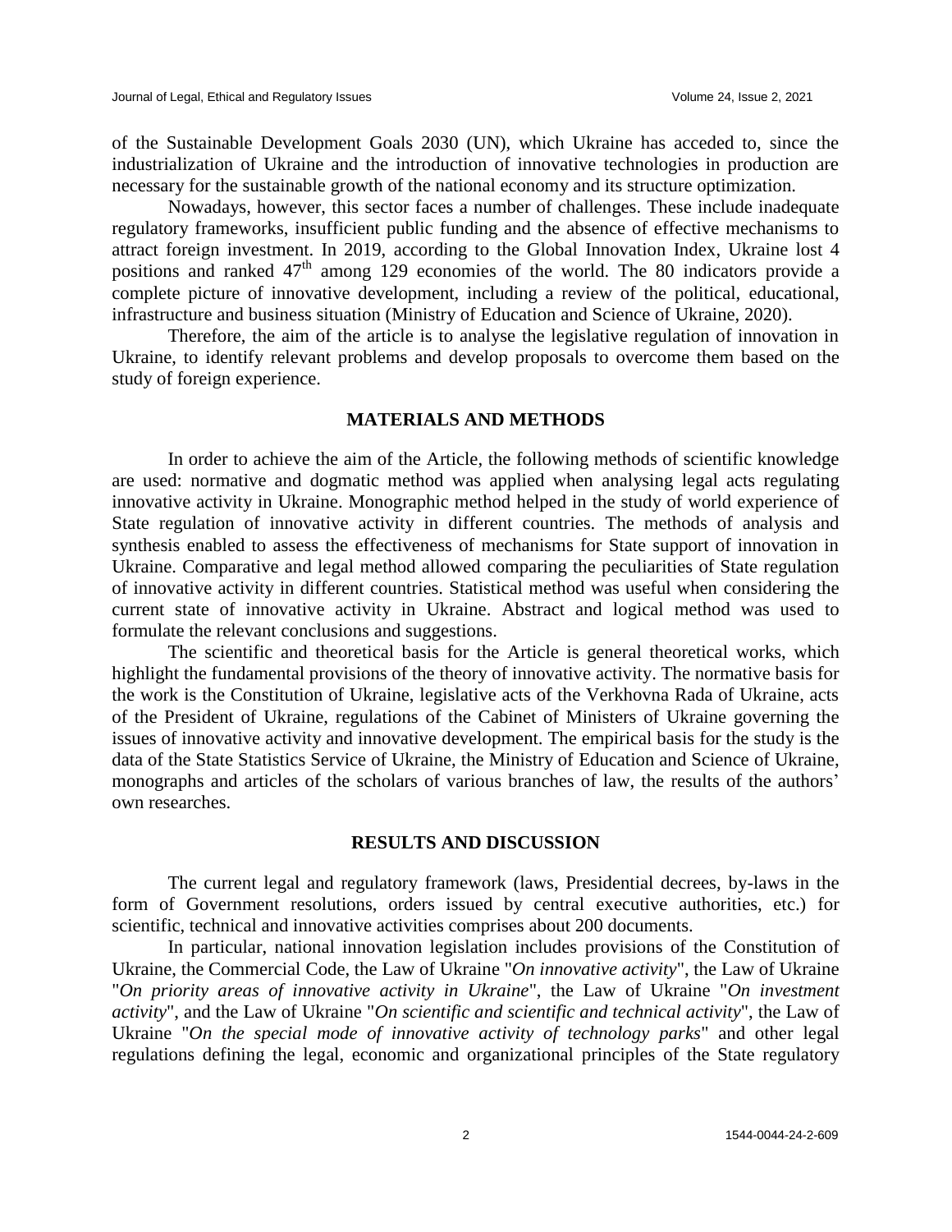of the Sustainable Development Goals 2030 (UN), which Ukraine has acceded to, since the industrialization of Ukraine and the introduction of innovative technologies in production are necessary for the sustainable growth of the national economy and its structure optimization.

Nowadays, however, this sector faces a number of challenges. These include inadequate regulatory frameworks, insufficient public funding and the absence of effective mechanisms to attract foreign investment. In 2019, according to the Global Innovation Index, Ukraine lost 4 positions and ranked 47th among 129 economies of the world. The 80 indicators provide a complete picture of innovative development, including a review of the political, educational, infrastructure and business situation (Ministry of Education and Science of Ukraine, 2020).

Therefore, the aim of the article is to analyse the legislative regulation of innovation in Ukraine, to identify relevant problems and develop proposals to overcome them based on the study of foreign experience.

## MATERIALS AND METHODS

In order to achieve the aim of the Article, the following methods of scientific knowledge are used: normative and dogmatic method was applied when analysing legal acts regulating innovative activity in Ukraine. Monographic method helped in the study of world experience of State regulation of innovative activity in different countries. The methods of analysis and synthesis enabled to assess the effectiveness of mechanisms for State support of innovation in Ukraine. Comparative and legal method allowed comparing the peculiarities of State regulation of innovative activity in different countries. Statistical method was useful when considering the current state of innovative activity in Ukraine. Abstract and logical method was used to formulate the relevant conclusions and suggestions.

The scientific and theoretical basis for the Article is general theoretical works, which highlight the fundamental provisions of the theory of innovative activity. The normative basis for the work is the Constitution of Ukraine, legislative acts of the Verkhovna Rada of Ukraine, acts of the President of Ukraine, regulations of the Cabinet of Ministers of Ukraine governing the issues of innovative activity and innovative development. The empirical basis for the study is the data of the State Statistics Service of Ukraine, the Ministry of Education and Science of Ukraine, monographs and articles of the scholars of various branches of law, the results of the authors' own researches.

## RESULTS AND DISCUSSION

The current legal and regulatory framework (laws, Presidential decrees, by-laws in the form of Government resolutions, orders issued by central executive authorities, etc.) for scientific, technical and innovative activities comprises about 200 documents.

In particular, national innovation legislation includes provisions of the Constitution of Ukraine, the Commercial Code, the Law of Ukraine "*On innovative activity*", the Law of Ukraine "*On priority areas of innovative activity in Ukraine*", the Law of Ukraine "*On investment activity*", and the Law of Ukraine "*On scientific and scientific and technical activity*", the Law of Ukraine "*On the special mode of innovative activity of technology parks*" and other legal regulations defining the legal, economic and organizational principles of the State regulatory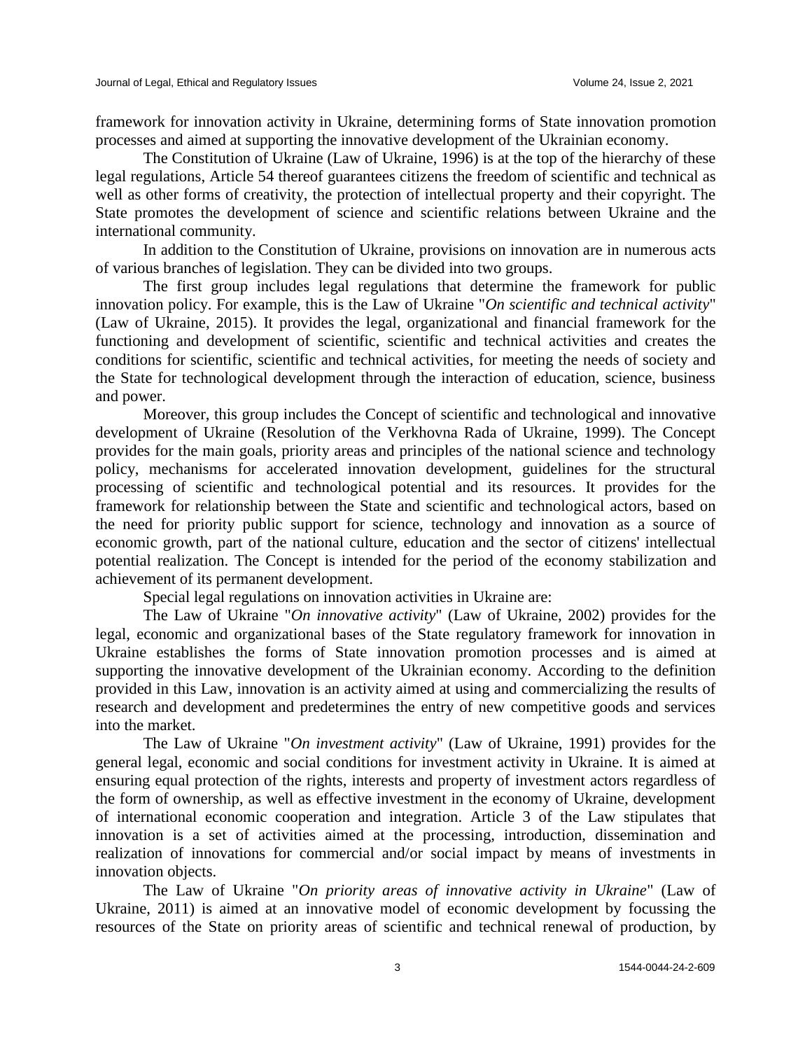framework for innovation activity in Ukraine, determining forms of State innovation promotion processes and aimed at supporting the innovative development of the Ukrainian economy.

The Constitution of Ukraine (Law of Ukraine, 1996) is at the top of the hierarchy of these legal regulations, Article 54 thereof guarantees citizens the freedom of scientific and technical as well as other forms of creativity, the protection of intellectual property and their copyright. The State promotes the development of science and scientific relations between Ukraine and the international community.

In addition to the Constitution of Ukraine, provisions on innovation are in numerous acts of various branches of legislation. They can be divided into two groups.

The first group includes legal regulations that determine the framework for public innovation policy. For example, this is the Law of Ukraine "*On scientific and technical activity*" (Law of Ukraine, 2015). It provides the legal, organizational and financial framework for the functioning and development of scientific, scientific and technical activities and creates the conditions for scientific, scientific and technical activities, for meeting the needs of society and the State for technological development through the interaction of education, science, business and power.

Moreover, this group includes the Concept of scientific and technological and innovative development of Ukraine (Resolution of the Verkhovna Rada of Ukraine, 1999). The Concept provides for the main goals, priority areas and principles of the national science and technology policy, mechanisms for accelerated innovation development, guidelines for the structural processing of scientific and technological potential and its resources. It provides for the framework for relationship between the State and scientific and technological actors, based on the need for priority public support for science, technology and innovation as a source of economic growth, part of the national culture, education and the sector of citizens' intellectual potential realization. The Concept is intended for the period of the economy stabilization and achievement of its permanent development.

Special legal regulations on innovation activities in Ukraine are:

The Law of Ukraine "*On innovative activity*" (Law of Ukraine, 2002) provides for the legal, economic and organizational bases of the State regulatory framework for innovation in Ukraine establishes the forms of State innovation promotion processes and is aimed at supporting the innovative development of the Ukrainian economy. According to the definition provided in this Law, innovation is an activity aimed at using and commercializing the results of research and development and predetermines the entry of new competitive goods and services into the market.

The Law of Ukraine "*On investment activity*" (Law of Ukraine, 1991) provides for the general legal, economic and social conditions for investment activity in Ukraine. It is aimed at ensuring equal protection of the rights, interests and property of investment actors regardless of the form of ownership, as well as effective investment in the economy of Ukraine, development of international economic cooperation and integration. Article 3 of the Law stipulates that innovation is a set of activities aimed at the processing, introduction, dissemination and realization of innovations for commercial and/or social impact by means of investments in innovation objects.

The Law of Ukraine "*On priority areas of innovative activity in Ukraine*" (Law of Ukraine, 2011) is aimed at an innovative model of economic development by focussing the resources of the State on priority areas of scientific and technical renewal of production, by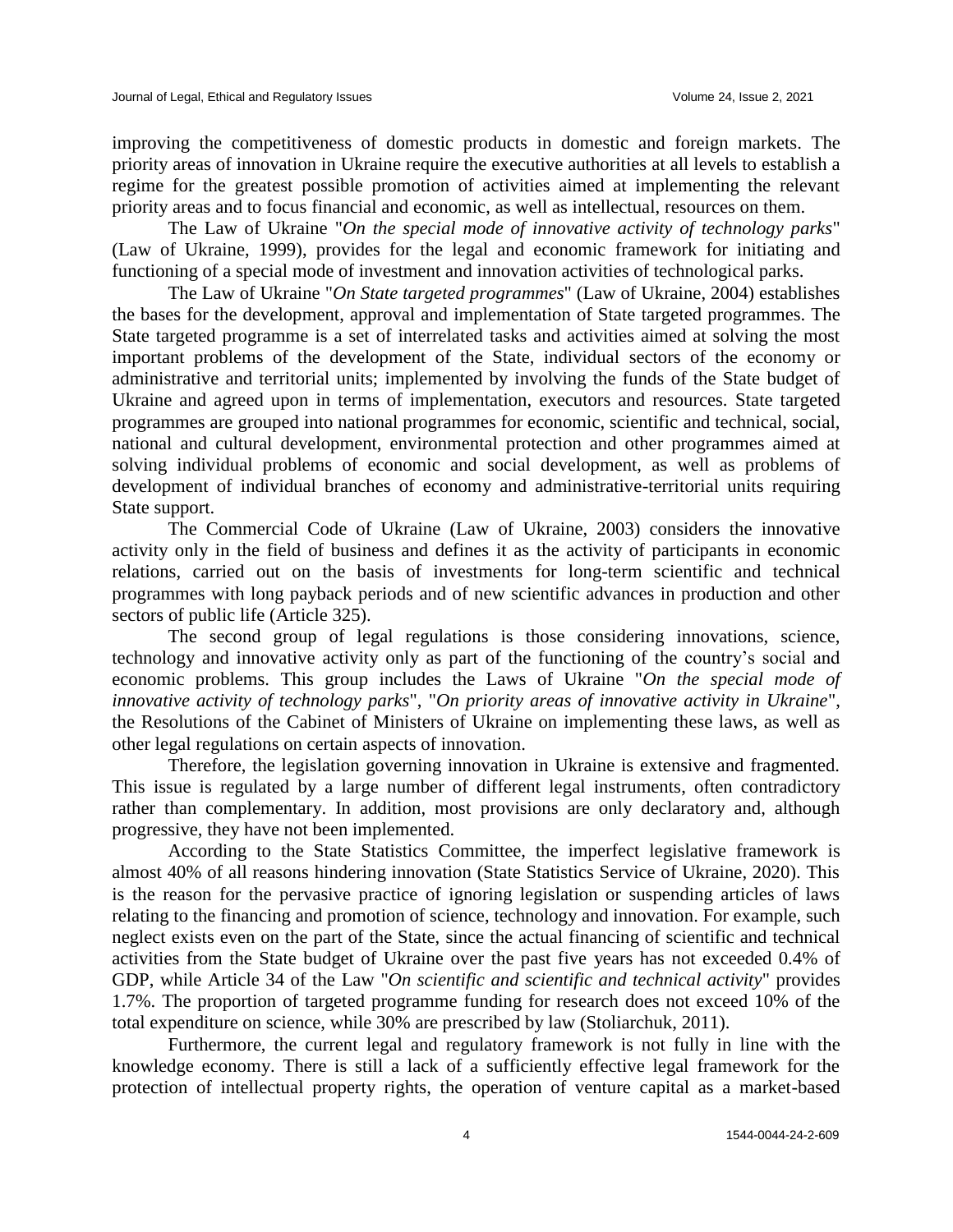improving the competitiveness of domestic products in domestic and foreign markets. The priority areas of innovation in Ukraine require the executive authorities at all levels to establish a regime for the greatest possible promotion of activities aimed at implementing the relevant priority areas and to focus financial and economic, as well as intellectual, resources on them.

The Law of Ukraine "*On the special mode of innovative activity of technology parks*" (Law of Ukraine, 1999), provides for the legal and economic framework for initiating and functioning of a special mode of investment and innovation activities of technological parks.

The Law of Ukraine "*On State targeted programmes*" (Law of Ukraine, 2004) establishes the bases for the development, approval and implementation of State targeted programmes. The State targeted programme is a set of interrelated tasks and activities aimed at solving the most important problems of the development of the State, individual sectors of the economy or administrative and territorial units; implemented by involving the funds of the State budget of Ukraine and agreed upon in terms of implementation, executors and resources. State targeted programmes are grouped into national programmes for economic, scientific and technical, social, national and cultural development, environmental protection and other programmes aimed at solving individual problems of economic and social development, as well as problems of development of individual branches of economy and administrative-territorial units requiring State support.

The Commercial Code of Ukraine (Law of Ukraine, 2003) considers the innovative activity only in the field of business and defines it as the activity of participants in economic relations, carried out on the basis of investments for long-term scientific and technical programmes with long payback periods and of new scientific advances in production and other sectors of public life (Article 325).

The second group of legal regulations is those considering innovations, science, technology and innovative activity only as part of the functioning of the country's social and economic problems. This group includes the Laws of Ukraine "*On the special mode of innovative activity of technology parks*", "*On priority areas of innovative activity in Ukraine*", the Resolutions of the Cabinet of Ministers of Ukraine on implementing these laws, as well as other legal regulations on certain aspects of innovation.

Therefore, the legislation governing innovation in Ukraine is extensive and fragmented. This issue is regulated by a large number of different legal instruments, often contradictory rather than complementary. In addition, most provisions are only declaratory and, although progressive, they have not been implemented.

According to the State Statistics Committee, the imperfect legislative framework is almost 40% of all reasons hindering innovation (State Statistics Service of Ukraine, 2020). This is the reason for the pervasive practice of ignoring legislation or suspending articles of laws relating to the financing and promotion of science, technology and innovation. For example, such neglect exists even on the part of the State, since the actual financing of scientific and technical activities from the State budget of Ukraine over the past five years has not exceeded 0.4% of GDP, while Article 34 of the Law "*On scientific and scientific and technical activity*" provides 1.7%. The proportion of targeted programme funding for research does not exceed 10% of the total expenditure on science, while 30% are prescribed by law (Stoliarchuk, 2011).

Furthermore, the current legal and regulatory framework is not fully in line with the knowledge economy. There is still a lack of a sufficiently effective legal framework for the protection of intellectual property rights, the operation of venture capital as a market-based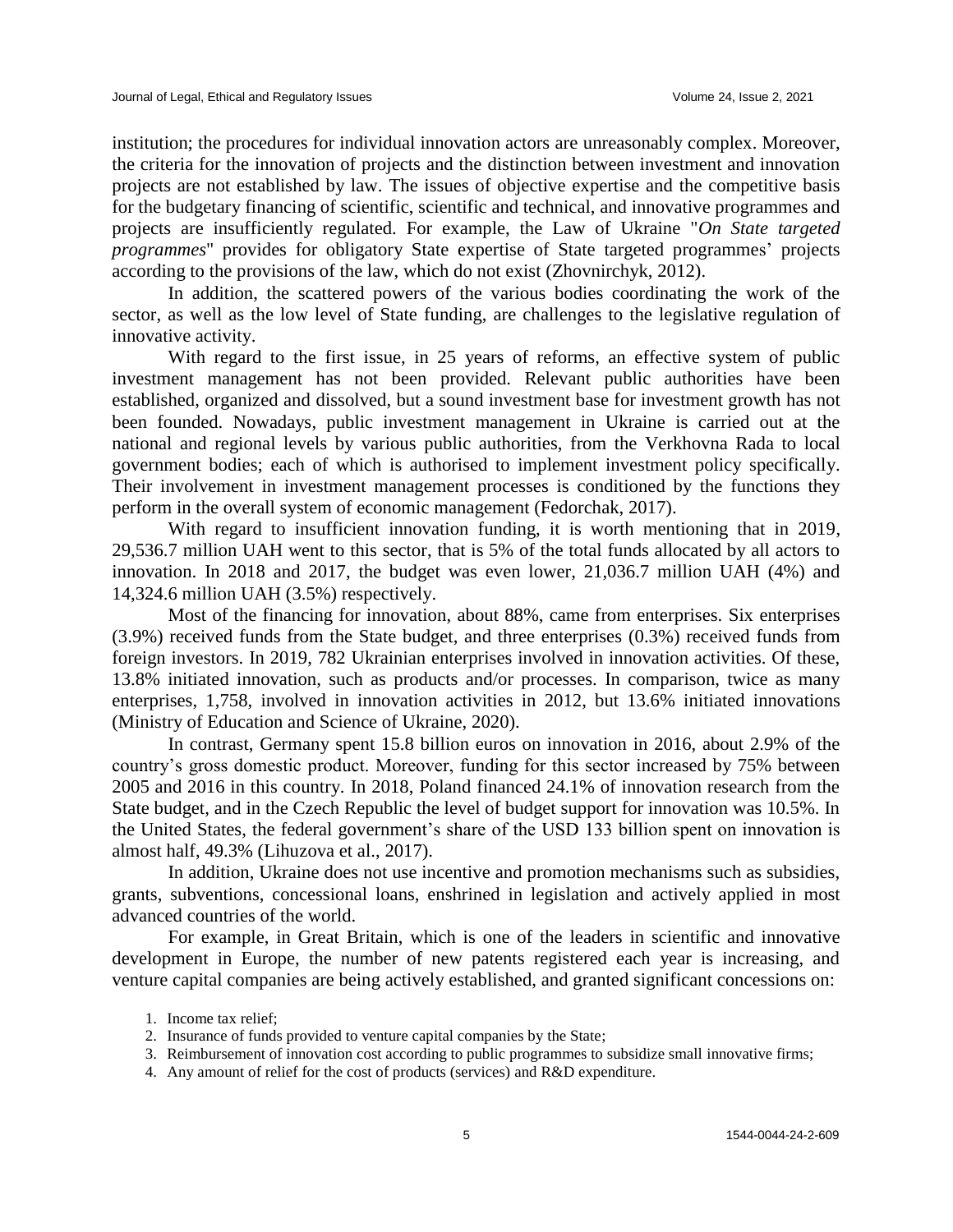institution; the procedures for individual innovation actors are unreasonably complex. Moreover, the criteria for the innovation of projects and the distinction between investment and innovation projects are not established by law. The issues of objective expertise and the competitive basis for the budgetary financing of scientific, scientific and technical, and innovative programmes and projects are insufficiently regulated. For example, the Law of Ukraine "*On State targeted programmes*" provides for obligatory State expertise of State targeted programmes' projects according to the provisions of the law, which do not exist (Zhovnirchyk, 2012).

In addition, the scattered powers of the various bodies coordinating the work of the sector, as well as the low level of State funding, are challenges to the legislative regulation of innovative activity.

With regard to the first issue, in 25 years of reforms, an effective system of public investment management has not been provided. Relevant public authorities have been established, organized and dissolved, but a sound investment base for investment growth has not been founded. Nowadays, public investment management in Ukraine is carried out at the national and regional levels by various public authorities, from the Verkhovna Rada to local government bodies; each of which is authorised to implement investment policy specifically. Their involvement in investment management processes is conditioned by the functions they perform in the overall system of economic management (Fedorchak, 2017).

With regard to insufficient innovation funding, it is worth mentioning that in 2019, 29,536.7 million UAH went to this sector, that is 5% of the total funds allocated by all actors to innovation. In 2018 and 2017, the budget was even lower, 21,036.7 million UAH (4%) and 14,324.6 million UAH (3.5%) respectively.

Most of the financing for innovation, about 88%, came from enterprises. Six enterprises (3.9%) received funds from the State budget, and three enterprises (0.3%) received funds from foreign investors. In 2019, 782 Ukrainian enterprises involved in innovation activities. Of these, 13.8% initiated innovation, such as products and/or processes. In comparison, twice as many enterprises, 1,758, involved in innovation activities in 2012, but 13.6% initiated innovations (Ministry of Education and Science of Ukraine, 2020).

In contrast, Germany spent 15.8 billion euros on innovation in 2016, about 2.9% of the country's gross domestic product. Moreover, funding for this sector increased by 75% between 2005 and 2016 in this country. In 2018, Poland financed 24.1% of innovation research from the State budget, and in the Czech Republic the level of budget support for innovation was 10.5%. In the United States, the federal government's share of the USD 133 billion spent on innovation is almost half, 49.3% (Lihuzova et al., 2017).

In addition, Ukraine does not use incentive and promotion mechanisms such as subsidies, grants, subventions, concessional loans, enshrined in legislation and actively applied in most advanced countries of the world.

For example, in Great Britain, which is one of the leaders in scientific and innovative development in Europe, the number of new patents registered each year is increasing, and venture capital companies are being actively established, and granted significant concessions on:

1. Income tax relief;
2. Insurance of funds provided to venture capital companies by the State;
3. Reimbursement of innovation cost according to public programmes to subsidize small innovative firms;
4. Any amount of relief for the cost of products (services) and R&D expenditure.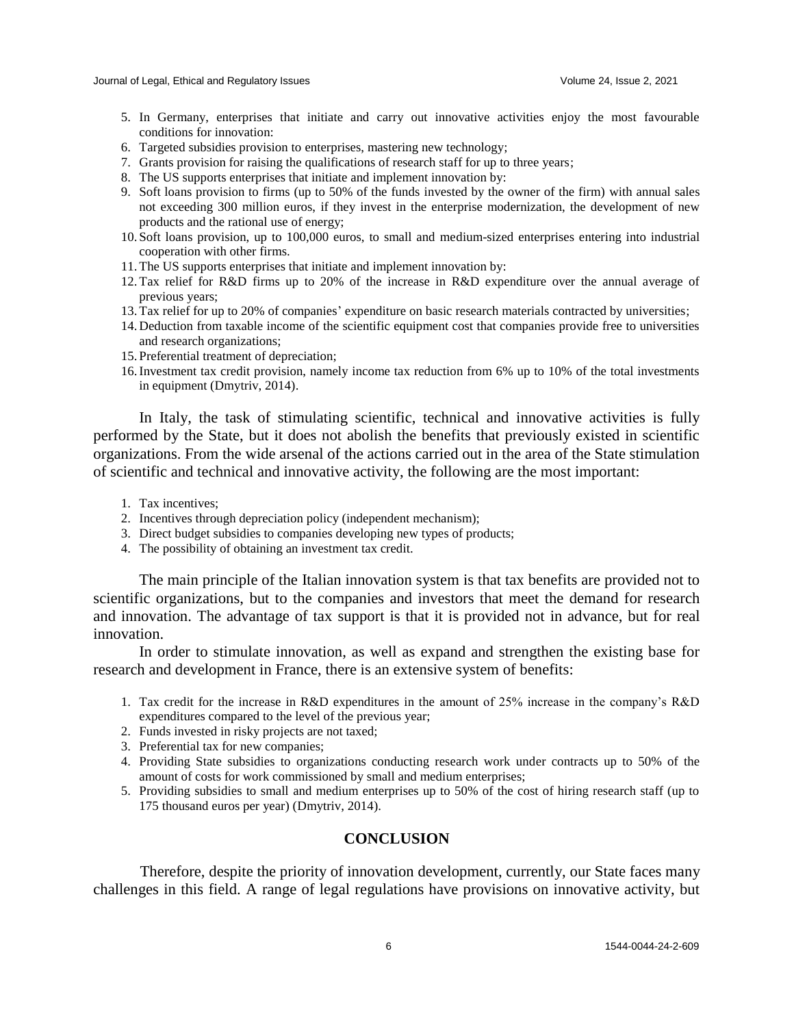5. In Germany, enterprises that initiate and carry out innovative activities enjoy the most favourable conditions for innovation:
6. Targeted subsidies provision to enterprises, mastering new technology;
7. Grants provision for raising the qualifications of research staff for up to three years;
8. The US supports enterprises that initiate and implement innovation by:
9. Soft loans provision to firms (up to 50% of the funds invested by the owner of the firm) with annual sales not exceeding 300 million euros, if they invest in the enterprise modernization, the development of new products and the rational use of energy;
10. Soft loans provision, up to 100,000 euros, to small and medium-sized enterprises entering into industrial cooperation with other firms.
11. The US supports enterprises that initiate and implement innovation by:
12. Tax relief for R&D firms up to 20% of the increase in R&D expenditure over the annual average of previous years;
13. Tax relief for up to 20% of companies' expenditure on basic research materials contracted by universities;
14. Deduction from taxable income of the scientific equipment cost that companies provide free to universities and research organizations;
15. Preferential treatment of depreciation;
16. Investment tax credit provision, namely income tax reduction from 6% up to 10% of the total investments in equipment (Dmytriv, 2014).

In Italy, the task of stimulating scientific, technical and innovative activities is fully performed by the State, but it does not abolish the benefits that previously existed in scientific organizations. From the wide arsenal of the actions carried out in the area of the State stimulation of scientific and technical and innovative activity, the following are the most important:

1. Tax incentives;
2. Incentives through depreciation policy (independent mechanism);
3. Direct budget subsidies to companies developing new types of products;
4. The possibility of obtaining an investment tax credit.

The main principle of the Italian innovation system is that tax benefits are provided not to scientific organizations, but to the companies and investors that meet the demand for research and innovation. The advantage of tax support is that it is provided not in advance, but for real innovation.

In order to stimulate innovation, as well as expand and strengthen the existing base for research and development in France, there is an extensive system of benefits:

1. Tax credit for the increase in R&D expenditures in the amount of 25% increase in the company's R&D expenditures compared to the level of the previous year;
2. Funds invested in risky projects are not taxed;
3. Preferential tax for new companies;
4. Providing State subsidies to organizations conducting research work under contracts up to 50% of the amount of costs for work commissioned by small and medium enterprises;
5. Providing subsidies to small and medium enterprises up to 50% of the cost of hiring research staff (up to 175 thousand euros per year) (Dmytriv, 2014).

## CONCLUSION

Therefore, despite the priority of innovation development, currently, our State faces many challenges in this field. A range of legal regulations have provisions on innovative activity, but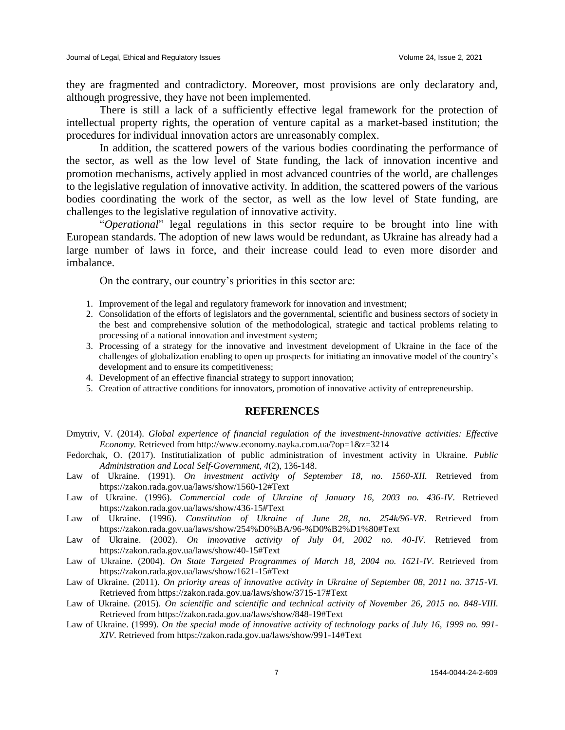they are fragmented and contradictory. Moreover, most provisions are only declaratory and, although progressive, they have not been implemented.

There is still a lack of a sufficiently effective legal framework for the protection of intellectual property rights, the operation of venture capital as a market-based institution; the procedures for individual innovation actors are unreasonably complex.

In addition, the scattered powers of the various bodies coordinating the performance of the sector, as well as the low level of State funding, the lack of innovation incentive and promotion mechanisms, actively applied in most advanced countries of the world, are challenges to the legislative regulation of innovative activity. In addition, the scattered powers of the various bodies coordinating the work of the sector, as well as the low level of State funding, are challenges to the legislative regulation of innovative activity.

"*Operational*" legal regulations in this sector require to be brought into line with European standards. The adoption of new laws would be redundant, as Ukraine has already had a large number of laws in force, and their increase could lead to even more disorder and imbalance.

On the contrary, our country's priorities in this sector are:

1. Improvement of the legal and regulatory framework for innovation and investment;
2. Consolidation of the efforts of legislators and the governmental, scientific and business sectors of society in the best and comprehensive solution of the methodological, strategic and tactical problems relating to processing of a national innovation and investment system;
3. Processing of a strategy for the innovative and investment development of Ukraine in the face of the challenges of globalization enabling to open up prospects for initiating an innovative model of the country's development and to ensure its competitiveness;
4. Development of an effective financial strategy to support innovation;
5. Creation of attractive conditions for innovators, promotion of innovative activity of entrepreneurship.

## REFERENCES

Dmytriv, V. (2014). *Global experience of financial regulation of the investment-innovative activities: Effective Economy.* Retrieved from http://www.economy.nayka.com.ua/?op=1&z=3214

Fedorchak, O. (2017). Institutialization of public administration of investment activity in Ukraine. *Public Administration and Local Self-Government, 4*(2), 136-148.

Law of Ukraine. (1991). *On investment activity of September 18, no. 1560-XII.* Retrieved from https://zakon.rada.gov.ua/laws/show/1560-12#Text

Law of Ukraine. (1996). *Commercial code of Ukraine of January 16, 2003 no. 436-IV*. Retrieved https://zakon.rada.gov.ua/laws/show/436-15#Text

Law of Ukraine. (1996). *Constitution of Ukraine of June 28, no. 254k/96-VR.* Retrieved from https://zakon.rada.gov.ua/laws/show/254%D0%BA/96-%D0%B2%D1%80#Text

Law of Ukraine. (2002). *On innovative activity of July 04, 2002 no. 40-IV*. Retrieved from https://zakon.rada.gov.ua/laws/show/40-15#Text

Law of Ukraine. (2004). *On State Targeted Programmes of March 18, 2004 no. 1621-IV*. Retrieved from https://zakon.rada.gov.ua/laws/show/1621-15#Text

Law of Ukraine. (2011). *On priority areas of innovative activity in Ukraine of September 08, 2011 no. 3715-VI.* Retrieved from https://zakon.rada.gov.ua/laws/show/3715-17#Text

Law of Ukraine. (2015). *On scientific and scientific and technical activity of November 26, 2015 no. 848-VIII.* Retrieved from https://zakon.rada.gov.ua/laws/show/848-19#Text

Law of Ukraine. (1999). *On the special mode of innovative activity of technology parks of July 16, 1999 no. 991-XIV*. Retrieved from https://zakon.rada.gov.ua/laws/show/991-14#Text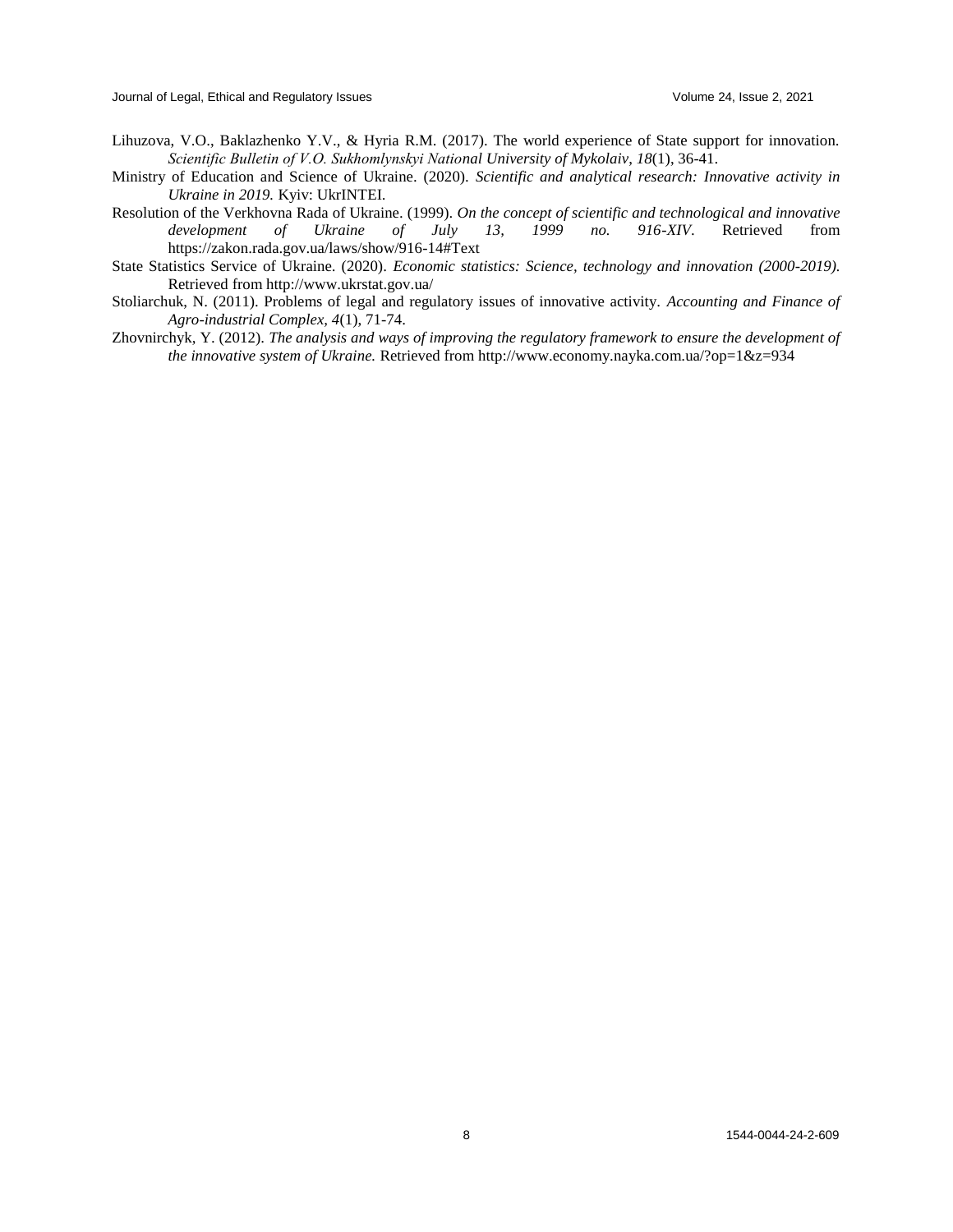Lihuzova, V.O., Baklazhenko Y.V., & Hyria R.M. (2017). The world experience of State support for innovation. *Scientific Bulletin of V.O. Sukhomlynskyi National University of Mykolaiv*, *18*(1), 36-41.

Ministry of Education and Science of Ukraine. (2020). *Scientific and analytical research: Innovative activity in Ukraine in 2019.* Kyiv: UkrINTEI.

Resolution of the Verkhovna Rada of Ukraine. (1999). *On the concept of scientific and technological and innovative development of Ukraine of July 13, 1999 no. 916-XIV*. Retrieved from https://zakon.rada.gov.ua/laws/show/916-14#Text

State Statistics Service of Ukraine. (2020). *Economic statistics: Science, technology and innovation (2000-2019).* Retrieved from http://www.ukrstat.gov.ua/

Stoliarchuk, N. (2011). Problems of legal and regulatory issues of innovative activity. *Accounting and Finance of Agro-industrial Complex*, *4*(1), 71-74.

Zhovnirchyk, Y. (2012). *The analysis and ways of improving the regulatory framework to ensure the development of the innovative system of Ukraine.* Retrieved from http://www.economy.nayka.com.ua/?op=1&z=934